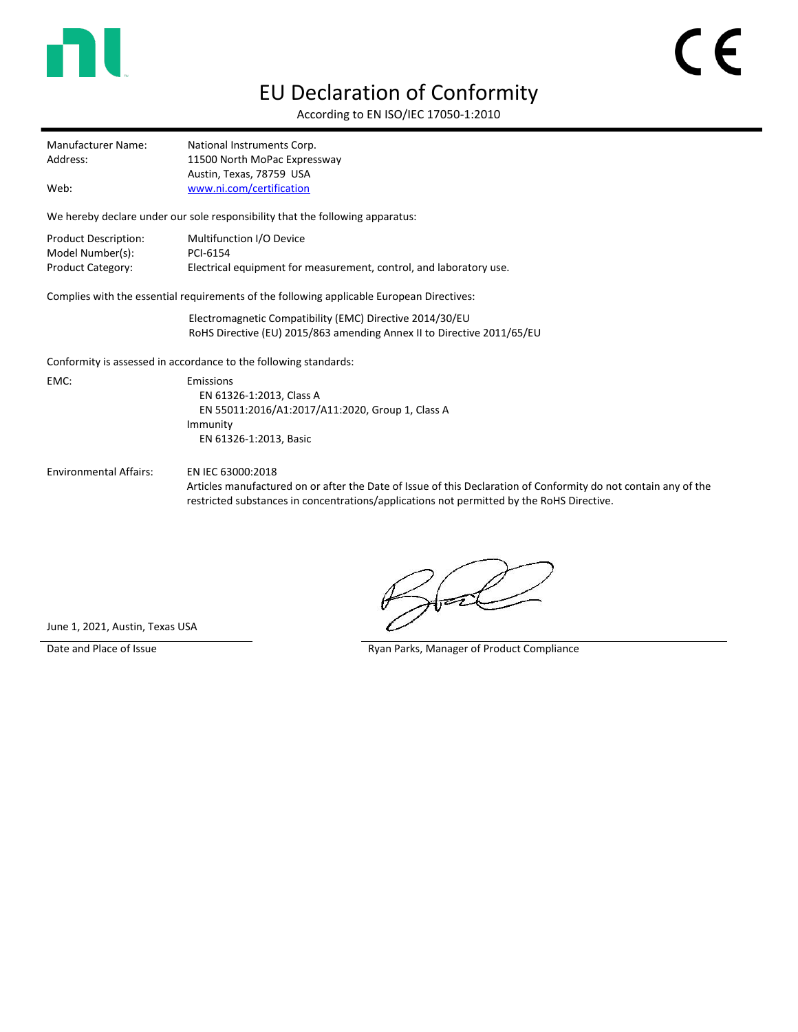# EU Declaration of Conformity

According to EN ISO/IEC 17050-1:2010

| | |
|---|---|
| Manufacturer Name: | National Instruments Corp. |
| Address: | 11500 North MoPac Expressway<br>Austin, Texas, 78759 USA |
| Web: | [www.ni.com/certification](www.ni.com/certification) |

We hereby declare under our sole responsibility that the following apparatus:

| | |
|---|---|
| Product Description: | Multifunction I/O Device |
| Model Number(s): | PCI-6154 |
| Product Category: | Electrical equipment for measurement, control, and laboratory use. |

Complies with the essential requirements of the following applicable European Directives:

Electromagnetic Compatibility (EMC) Directive 2014/30/EU
RoHS Directive (EU) 2015/863 amending Annex II to Directive 2011/65/EU

Conformity is assessed in accordance to the following standards:

EMC:

Emissions
- EN 61326-1:2013, Class A
- EN 55011:2016/A1:2017/A11:2020, Group 1, Class A

Immunity
- EN 61326-1:2013, Basic

Environmental Affairs:

EN IEC 63000:2018
Articles manufactured on or after the Date of Issue of this Declaration of Conformity do not contain any of the restricted substances in concentrations/applications not permitted by the RoHS Directive.

June 1, 2021, Austin, Texas USA

Date and Place of Issue

Ryan Parks, Manager of Product Compliance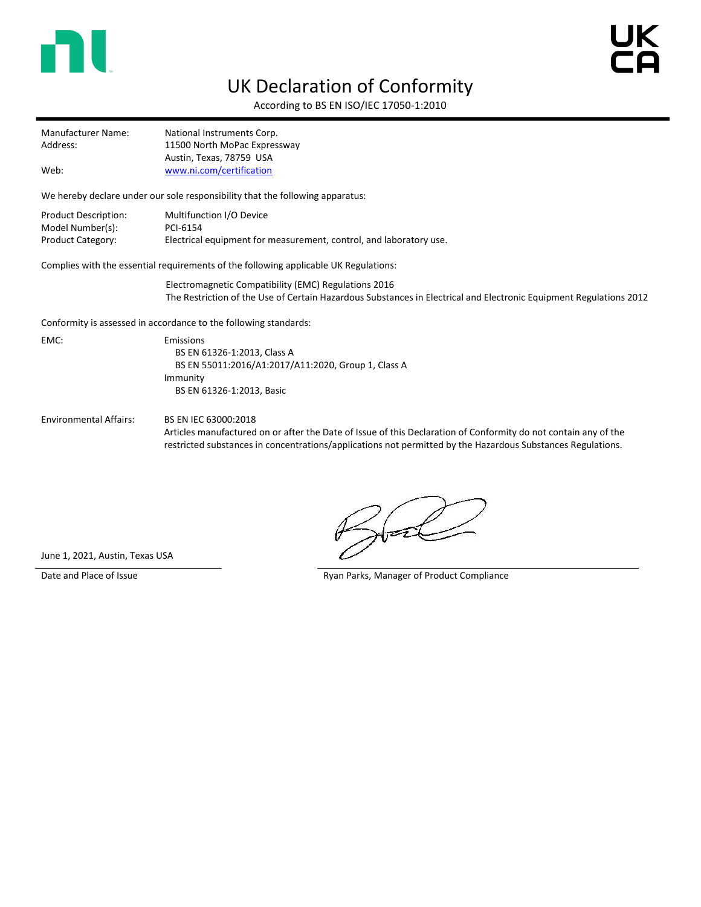UKCA

# UK Declaration of Conformity

According to BS EN ISO/IEC 17050-1:2010

| | |
|---|---|
| Manufacturer Name: | National Instruments Corp. |
| Address: | 11500 North MoPac Expressway<br>Austin, Texas, 78759 USA |
| Web: | www.ni.com/certification |

We hereby declare under our sole responsibility that the following apparatus:

| | |
|---|---|
| Product Description: | Multifunction I/O Device |
| Model Number(s): | PCI-6154 |
| Product Category: | Electrical equipment for measurement, control, and laboratory use. |

Complies with the essential requirements of the following applicable UK Regulations:

Electromagnetic Compatibility (EMC) Regulations 2016
The Restriction of the Use of Certain Hazardous Substances in Electrical and Electronic Equipment Regulations 2012

Conformity is assessed in accordance to the following standards:

EMC:

- Emissions
  - BS EN 61326-1:2013, Class A
  - BS EN 55011:2016/A1:2017/A11:2020, Group 1, Class A
- Immunity
  - BS EN 61326-1:2013, Basic

Environmental Affairs:

BS EN IEC 63000:2018
Articles manufactured on or after the Date of Issue of this Declaration of Conformity do not contain any of the restricted substances in concentrations/applications not permitted by the Hazardous Substances Regulations.

June 1, 2021, Austin, Texas USA

Date and Place of Issue

Ryan Parks, Manager of Product Compliance